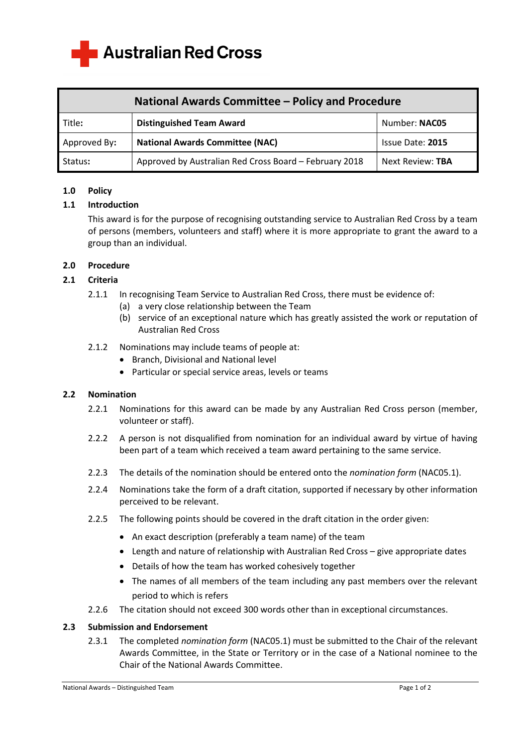Australian Red Cross

| National Awards Committee – Policy and Procedure | | |
|---|---|---|
| Title: | **Distinguished Team Award** | Number: **NAC05** |
| Approved By: | **National Awards Committee (NAC)** | Issue Date: **2015** |
| Status: | Approved by Australian Red Cross Board – February 2018 | Next Review: **TBA** |

## 1.0 Policy

### 1.1 Introduction

This award is for the purpose of recognising outstanding service to Australian Red Cross by a team of persons (members, volunteers and staff) where it is more appropriate to grant the award to a group than an individual.

## 2.0 Procedure

### 2.1 Criteria

2.1.1 In recognising Team Service to Australian Red Cross, there must be evidence of:
- (a) a very close relationship between the Team
- (b) service of an exceptional nature which has greatly assisted the work or reputation of Australian Red Cross

2.1.2 Nominations may include teams of people at:
- Branch, Divisional and National level
- Particular or special service areas, levels or teams

### 2.2 Nomination

2.2.1 Nominations for this award can be made by any Australian Red Cross person (member, volunteer or staff).

2.2.2 A person is not disqualified from nomination for an individual award by virtue of having been part of a team which received a team award pertaining to the same service.

2.2.3 The details of the nomination should be entered onto the *nomination form* (NAC05.1).

2.2.4 Nominations take the form of a draft citation, supported if necessary by other information perceived to be relevant.

2.2.5 The following points should be covered in the draft citation in the order given:

- An exact description (preferably a team name) of the team
- Length and nature of relationship with Australian Red Cross – give appropriate dates
- Details of how the team has worked cohesively together
- The names of all members of the team including any past members over the relevant period to which is refers

2.2.6 The citation should not exceed 300 words other than in exceptional circumstances.

### 2.3 Submission and Endorsement

2.3.1 The completed *nomination form* (NAC05.1) must be submitted to the Chair of the relevant Awards Committee, in the State or Territory or in the case of a National nominee to the Chair of the National Awards Committee.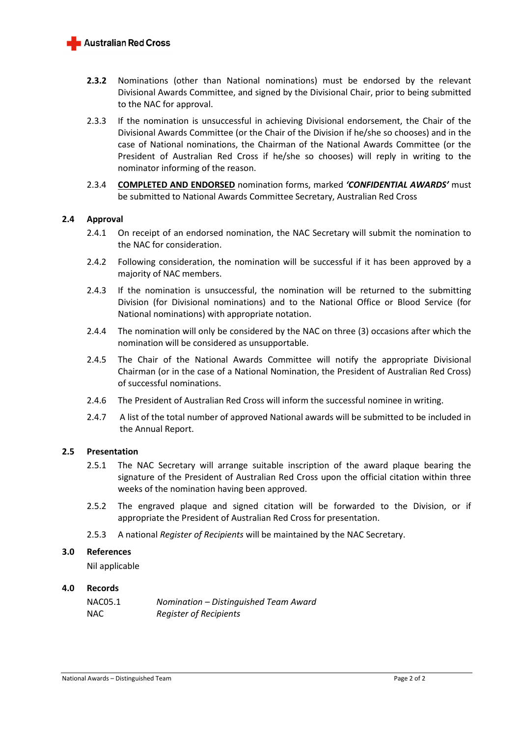**2.3.2** Nominations (other than National nominations) must be endorsed by the relevant Divisional Awards Committee, and signed by the Divisional Chair, prior to being submitted to the NAC for approval.

2.3.3 If the nomination is unsuccessful in achieving Divisional endorsement, the Chair of the Divisional Awards Committee (or the Chair of the Division if he/she so chooses) and in the case of National nominations, the Chairman of the National Awards Committee (or the President of Australian Red Cross if he/she so chooses) will reply in writing to the nominator informing of the reason.

2.3.4 **<u>COMPLETED AND ENDORSED</u>** nomination forms, marked ***'CONFIDENTIAL AWARDS'*** must be submitted to National Awards Committee Secretary, Australian Red Cross

### 2.4 Approval

2.4.1 On receipt of an endorsed nomination, the NAC Secretary will submit the nomination to the NAC for consideration.

2.4.2 Following consideration, the nomination will be successful if it has been approved by a majority of NAC members.

2.4.3 If the nomination is unsuccessful, the nomination will be returned to the submitting Division (for Divisional nominations) and to the National Office or Blood Service (for National nominations) with appropriate notation.

2.4.4 The nomination will only be considered by the NAC on three (3) occasions after which the nomination will be considered as unsupportable.

2.4.5 The Chair of the National Awards Committee will notify the appropriate Divisional Chairman (or in the case of a National Nomination, the President of Australian Red Cross) of successful nominations.

2.4.6 The President of Australian Red Cross will inform the successful nominee in writing.

2.4.7 A list of the total number of approved National awards will be submitted to be included in the Annual Report.

### 2.5 Presentation

2.5.1 The NAC Secretary will arrange suitable inscription of the award plaque bearing the signature of the President of Australian Red Cross upon the official citation within three weeks of the nomination having been approved.

2.5.2 The engraved plaque and signed citation will be forwarded to the Division, or if appropriate the President of Australian Red Cross for presentation.

2.5.3 A national *Register of Recipients* will be maintained by the NAC Secretary.

## 3.0 References

Nil applicable

## 4.0 Records

| | |
|---|---|
| NAC05.1 | *Nomination – Distinguished Team Award* |
| NAC | *Register of Recipients* |